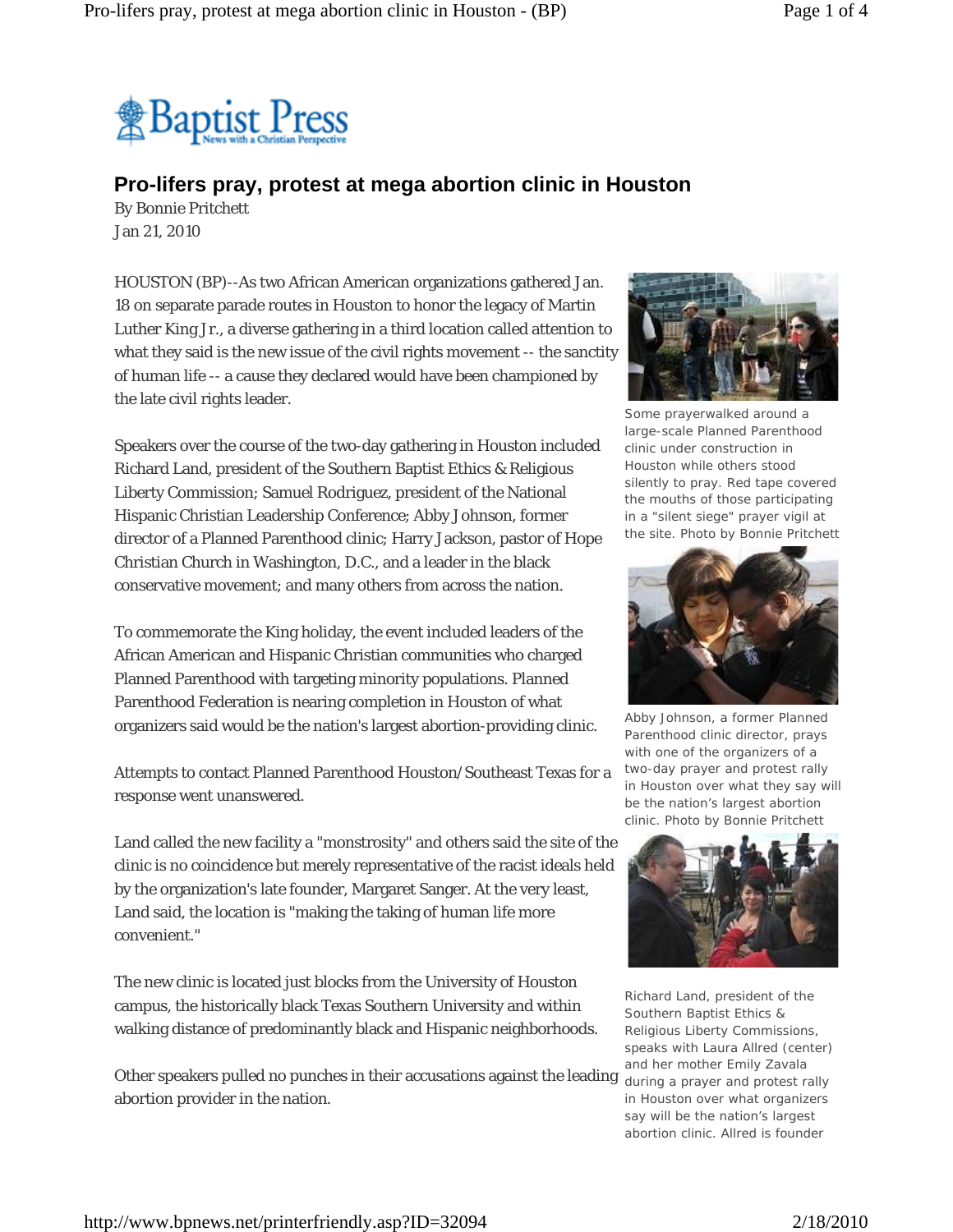Baptist Press
News with a Christian Perspective

# Pro-lifers pray, protest at mega abortion clinic in Houston

By Bonnie Pritchett
Jan 21, 2010

HOUSTON (BP)--As two African American organizations gathered Jan. 18 on separate parade routes in Houston to honor the legacy of Martin Luther King Jr., a diverse gathering in a third location called attention to what they said is the new issue of the civil rights movement -- the sanctity of human life -- a cause they declared would have been championed by the late civil rights leader.

Speakers over the course of the two-day gathering in Houston included Richard Land, president of the Southern Baptist Ethics & Religious Liberty Commission; Samuel Rodriguez, president of the National Hispanic Christian Leadership Conference; Abby Johnson, former director of a Planned Parenthood clinic; Harry Jackson, pastor of Hope Christian Church in Washington, D.C., and a leader in the black conservative movement; and many others from across the nation.

To commemorate the King holiday, the event included leaders of the African American and Hispanic Christian communities who charged Planned Parenthood with targeting minority populations. Planned Parenthood Federation is nearing completion in Houston of what organizers said would be the nation's largest abortion-providing clinic.

Attempts to contact Planned Parenthood Houston/Southeast Texas for a response went unanswered.

Land called the new facility a "monstrosity" and others said the site of the clinic is no coincidence but merely representative of the racist ideals held by the organization's late founder, Margaret Sanger. At the very least, Land said, the location is "making the taking of human life more convenient."

The new clinic is located just blocks from the University of Houston campus, the historically black Texas Southern University and within walking distance of predominantly black and Hispanic neighborhoods.

Other speakers pulled no punches in their accusations against the leading abortion provider in the nation.

Some prayerwalked around a large-scale Planned Parenthood clinic under construction in Houston while others stood silently to pray. Red tape covered the mouths of those participating in a "silent siege" prayer vigil at the site. Photo by Bonnie Pritchett

Abby Johnson, a former Planned Parenthood clinic director, prays with one of the organizers of a two-day prayer and protest rally in Houston over what they say will be the nation's largest abortion clinic. Photo by Bonnie Pritchett

Richard Land, president of the Southern Baptist Ethics & Religious Liberty Commissions, speaks with Laura Allred (center) and her mother Emily Zavala during a prayer and protest rally in Houston over what organizers say will be the nation's largest abortion clinic. Allred is founder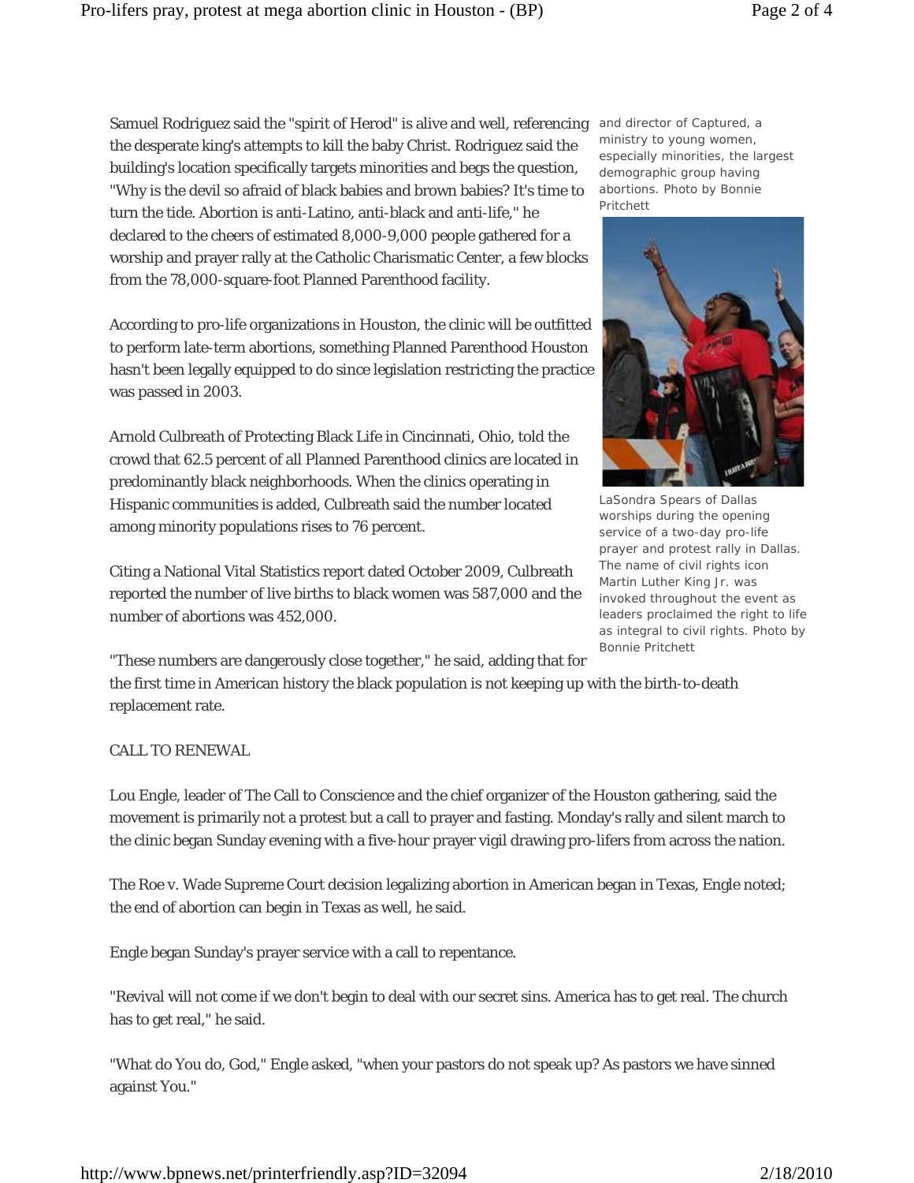Samuel Rodriguez said the "spirit of Herod" is alive and well, referencing the desperate king's attempts to kill the baby Christ. Rodriguez said the building's location specifically targets minorities and begs the question, "Why is the devil so afraid of black babies and brown babies? It's time to turn the tide. Abortion is anti-Latino, anti-black and anti-life," he declared to the cheers of estimated 8,000-9,000 people gathered for a worship and prayer rally at the Catholic Charismatic Center, a few blocks from the 78,000-square-foot Planned Parenthood facility.

and director of Captured, a ministry to young women, especially minorities, the largest demographic group having abortions. Photo by Bonnie Pritchett

According to pro-life organizations in Houston, the clinic will be outfitted to perform late-term abortions, something Planned Parenthood Houston hasn't been legally equipped to do since legislation restricting the practice was passed in 2003.

Arnold Culbreath of Protecting Black Life in Cincinnati, Ohio, told the crowd that 62.5 percent of all Planned Parenthood clinics are located in predominantly black neighborhoods. When the clinics operating in Hispanic communities is added, Culbreath said the number located among minority populations rises to 76 percent.

Citing a National Vital Statistics report dated October 2009, Culbreath reported the number of live births to black women was 587,000 and the number of abortions was 452,000.

"These numbers are dangerously close together," he said, adding that for the first time in American history the black population is not keeping up with the birth-to-death replacement rate.

LaSondra Spears of Dallas worships during the opening service of a two-day pro-life prayer and protest rally in Dallas. The name of civil rights icon Martin Luther King Jr. was invoked throughout the event as leaders proclaimed the right to life as integral to civil rights. Photo by Bonnie Pritchett

CALL TO RENEWAL

Lou Engle, leader of The Call to Conscience and the chief organizer of the Houston gathering, said the movement is primarily not a protest but a call to prayer and fasting. Monday's rally and silent march to the clinic began Sunday evening with a five-hour prayer vigil drawing pro-lifers from across the nation.

The Roe v. Wade Supreme Court decision legalizing abortion in American began in Texas, Engle noted; the end of abortion can begin in Texas as well, he said.

Engle began Sunday's prayer service with a call to repentance.

"Revival will not come if we don't begin to deal with our secret sins. America has to get real. The church has to get real," he said.

"What do You do, God," Engle asked, "when your pastors do not speak up? As pastors we have sinned against You."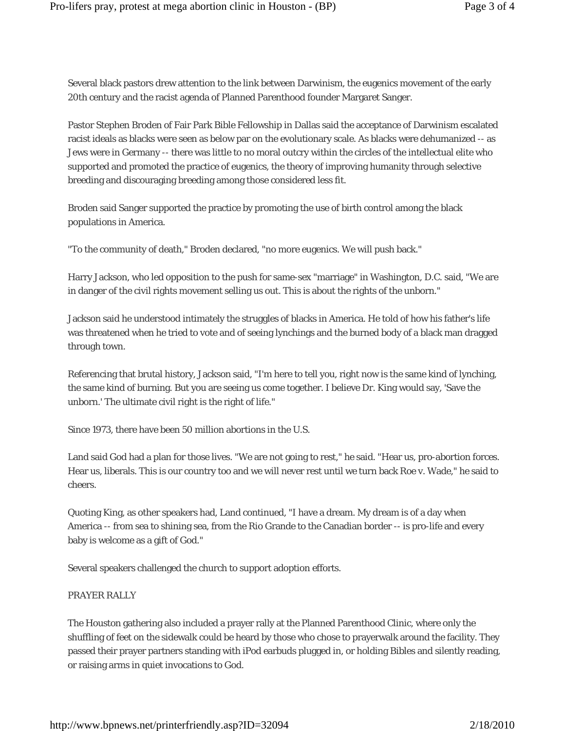Several black pastors drew attention to the link between Darwinism, the eugenics movement of the early 20th century and the racist agenda of Planned Parenthood founder Margaret Sanger.

Pastor Stephen Broden of Fair Park Bible Fellowship in Dallas said the acceptance of Darwinism escalated racist ideals as blacks were seen as below par on the evolutionary scale. As blacks were dehumanized -- as Jews were in Germany -- there was little to no moral outcry within the circles of the intellectual elite who supported and promoted the practice of eugenics, the theory of improving humanity through selective breeding and discouraging breeding among those considered less fit.

Broden said Sanger supported the practice by promoting the use of birth control among the black populations in America.

"To the community of death," Broden declared, "no more eugenics. We will push back."

Harry Jackson, who led opposition to the push for same-sex "marriage" in Washington, D.C. said, "We are in danger of the civil rights movement selling us out. This is about the rights of the unborn."

Jackson said he understood intimately the struggles of blacks in America. He told of how his father's life was threatened when he tried to vote and of seeing lynchings and the burned body of a black man dragged through town.

Referencing that brutal history, Jackson said, "I'm here to tell you, right now is the same kind of lynching, the same kind of burning. But you are seeing us come together. I believe Dr. King would say, 'Save the unborn.' The ultimate civil right is the right of life."

Since 1973, there have been 50 million abortions in the U.S.

Land said God had a plan for those lives. "We are not going to rest," he said. "Hear us, pro-abortion forces. Hear us, liberals. This is our country too and we will never rest until we turn back Roe v. Wade," he said to cheers.

Quoting King, as other speakers had, Land continued, "I have a dream. My dream is of a day when America -- from sea to shining sea, from the Rio Grande to the Canadian border -- is pro-life and every baby is welcome as a gift of God."

Several speakers challenged the church to support adoption efforts.

PRAYER RALLY

The Houston gathering also included a prayer rally at the Planned Parenthood Clinic, where only the shuffling of feet on the sidewalk could be heard by those who chose to prayerwalk around the facility. They passed their prayer partners standing with iPod earbuds plugged in, or holding Bibles and silently reading, or raising arms in quiet invocations to God.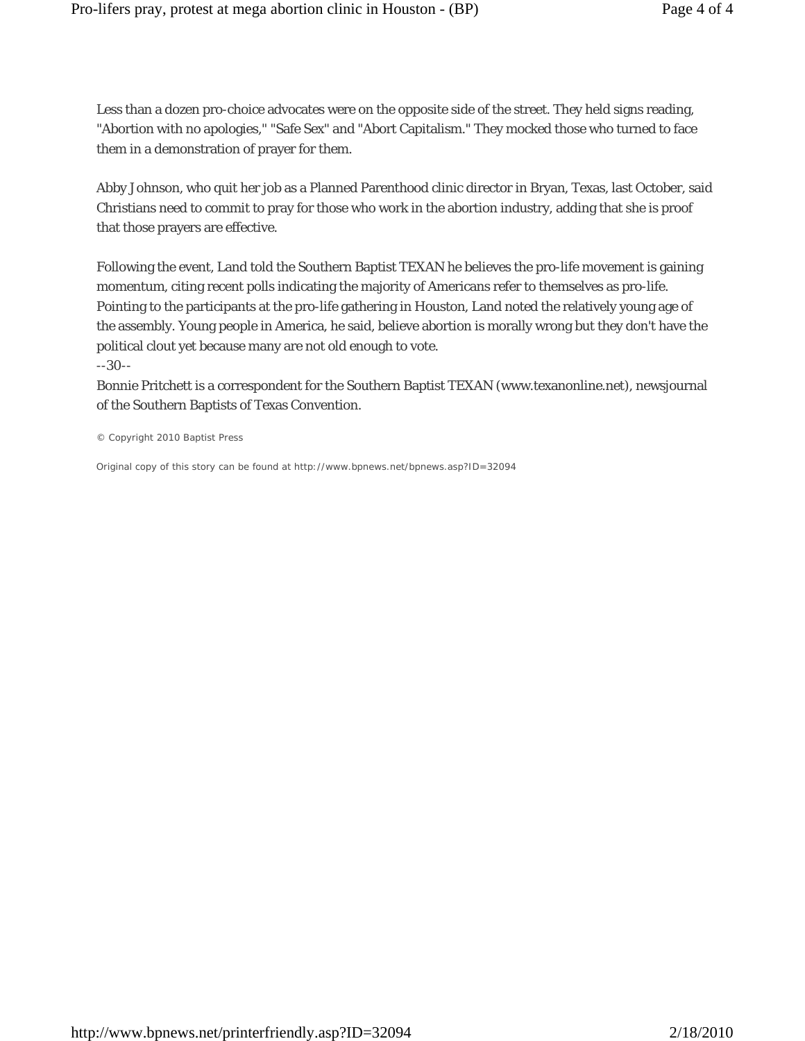Less than a dozen pro-choice advocates were on the opposite side of the street. They held signs reading, "Abortion with no apologies," "Safe Sex" and "Abort Capitalism." They mocked those who turned to face them in a demonstration of prayer for them.

Abby Johnson, who quit her job as a Planned Parenthood clinic director in Bryan, Texas, last October, said Christians need to commit to pray for those who work in the abortion industry, adding that she is proof that those prayers are effective.

Following the event, Land told the Southern Baptist TEXAN he believes the pro-life movement is gaining momentum, citing recent polls indicating the majority of Americans refer to themselves as pro-life. Pointing to the participants at the pro-life gathering in Houston, Land noted the relatively young age of the assembly. Young people in America, he said, believe abortion is morally wrong but they don't have the political clout yet because many are not old enough to vote.

--30--

Bonnie Pritchett is a correspondent for the Southern Baptist TEXAN (www.texanonline.net), newsjournal of the Southern Baptists of Texas Convention.

© Copyright 2010 Baptist Press

Original copy of this story can be found at http://www.bpnews.net/bpnews.asp?ID=32094